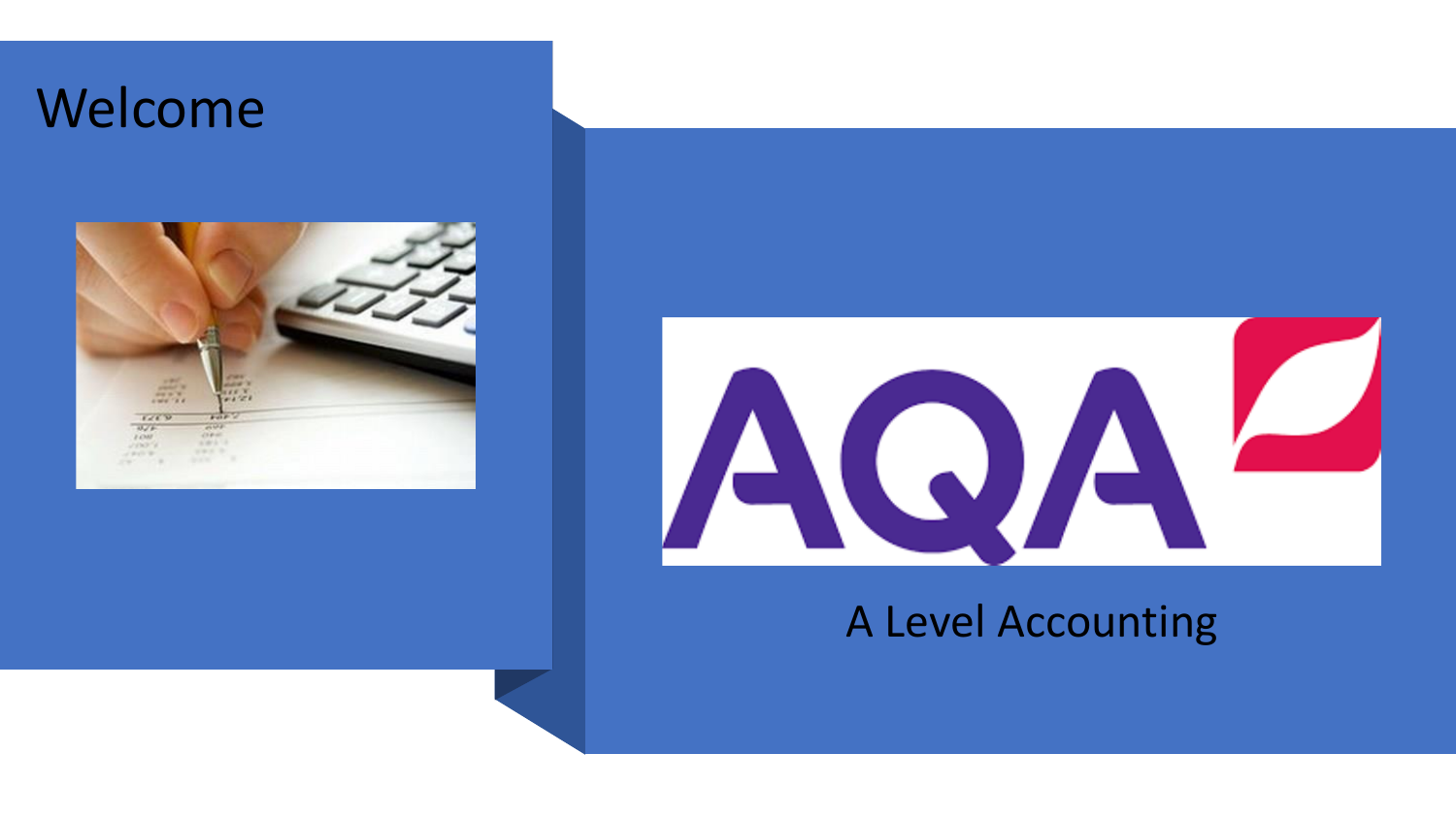# Welcome

AQA

A Level Accounting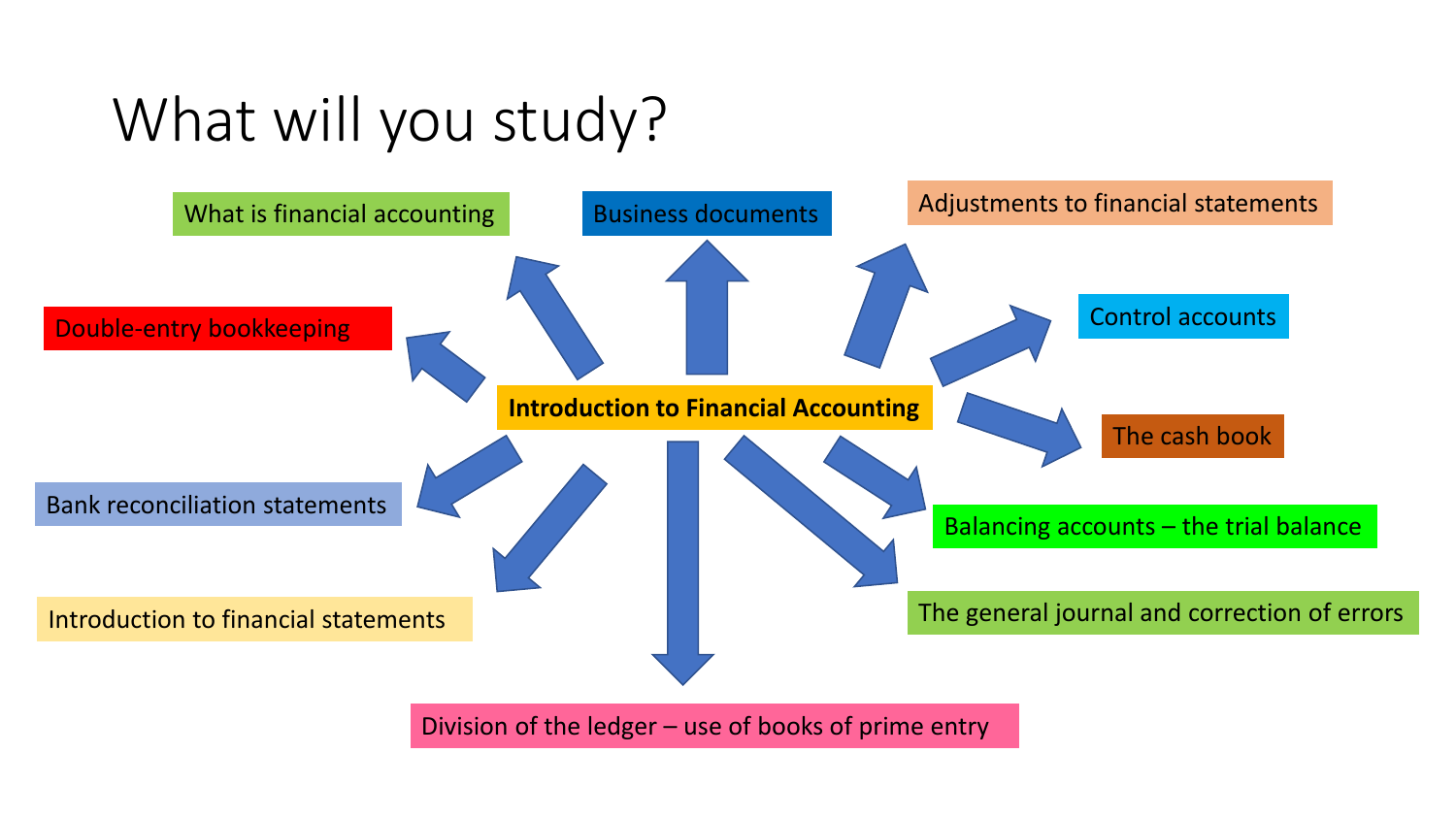# What will you study?

**Introduction to Financial Accounting**

- What is financial accounting
- Business documents
- Adjustments to financial statements
- Control accounts
- The cash book
- Balancing accounts – the trial balance
- The general journal and correction of errors
- Division of the ledger – use of books of prime entry
- Introduction to financial statements
- Bank reconciliation statements
- Double-entry bookkeeping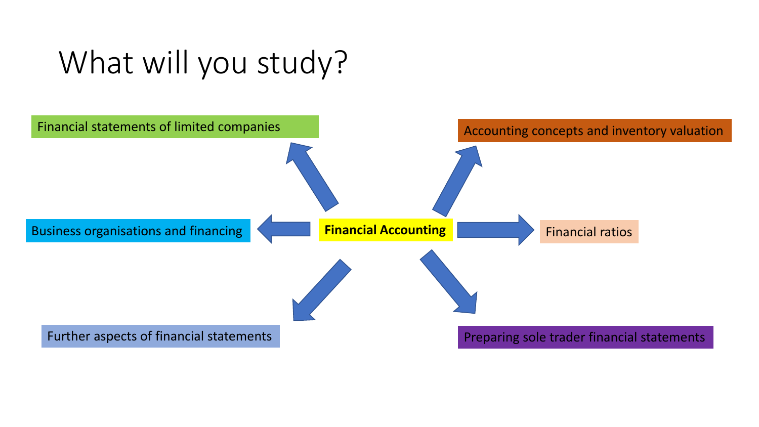# What will you study?

**Financial Accounting**

- Financial statements of limited companies
- Accounting concepts and inventory valuation
- Business organisations and financing
- Financial ratios
- Further aspects of financial statements
- Preparing sole trader financial statements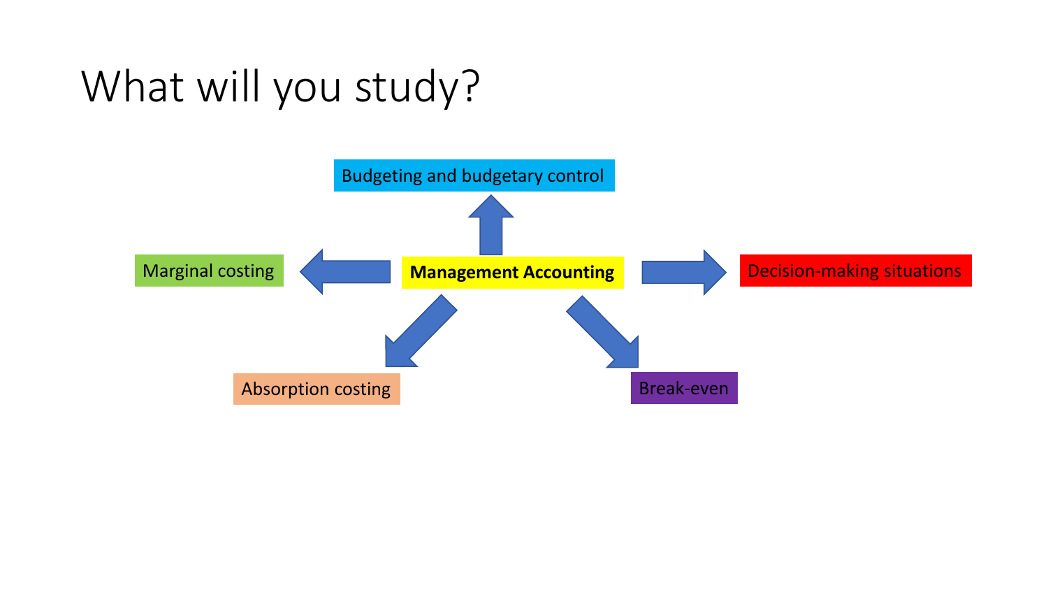# What will you study?

**Management Accounting**

- Budgeting and budgetary control
- Marginal costing
- Decision-making situations
- Absorption costing
- Break-even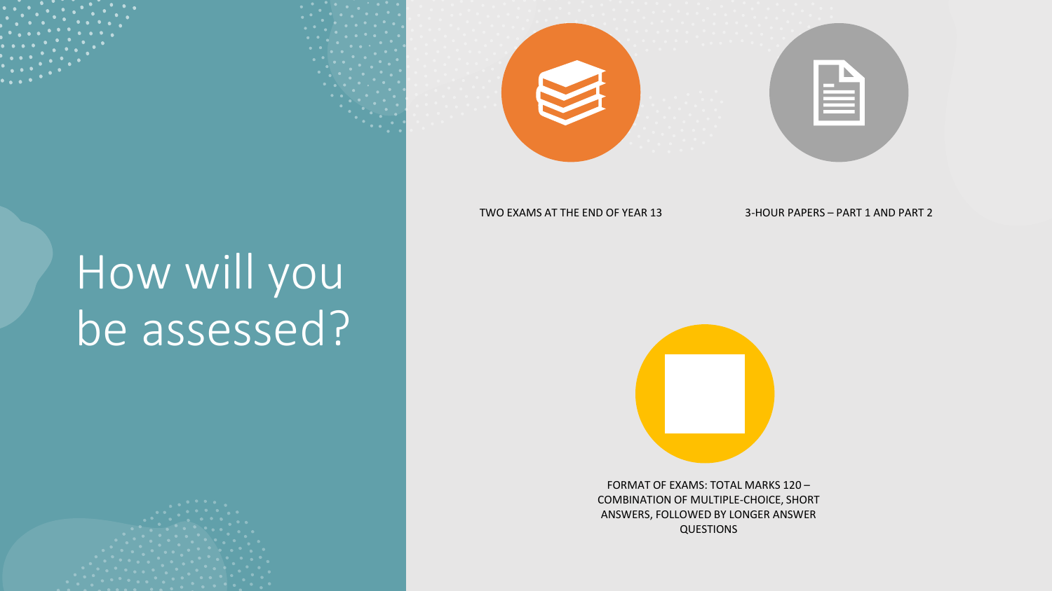# How will you be assessed?

- TWO EXAMS AT THE END OF YEAR 13
- 3-HOUR PAPERS – PART 1 AND PART 2
- FORMAT OF EXAMS: TOTAL MARKS 120 – COMBINATION OF MULTIPLE-CHOICE, SHORT ANSWERS, FOLLOWED BY LONGER ANSWER QUESTIONS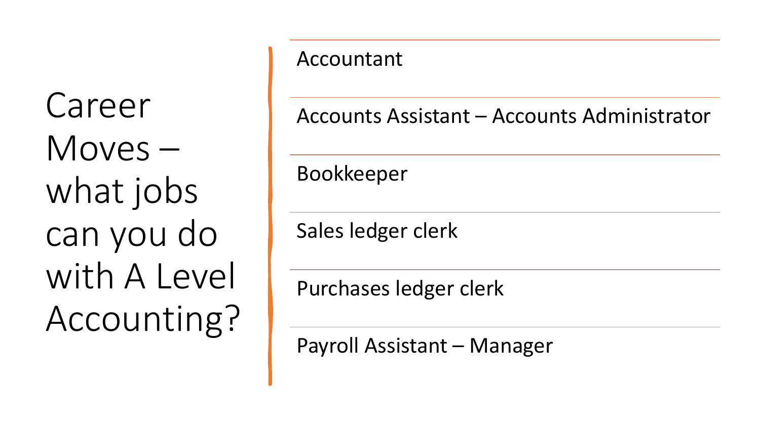# Career Moves – what jobs can you do with A Level Accounting?

- Accountant
- Accounts Assistant – Accounts Administrator
- Bookkeeper
- Sales ledger clerk
- Purchases ledger clerk
- Payroll Assistant – Manager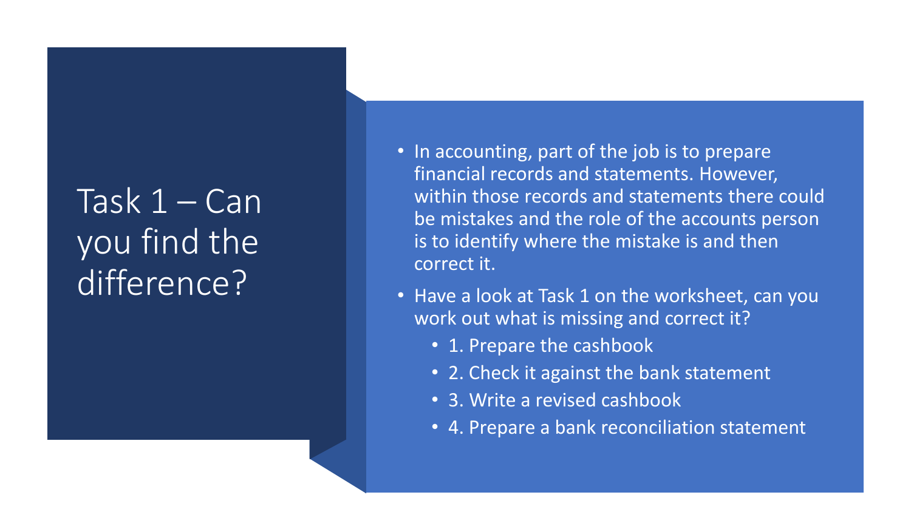# Task 1 – Can you find the difference?

- In accounting, part of the job is to prepare financial records and statements. However, within those records and statements there could be mistakes and the role of the accounts person is to identify where the mistake is and then correct it.
- Have a look at Task 1 on the worksheet, can you work out what is missing and correct it?
  - 1. Prepare the cashbook
  - 2. Check it against the bank statement
  - 3. Write a revised cashbook
  - 4. Prepare a bank reconciliation statement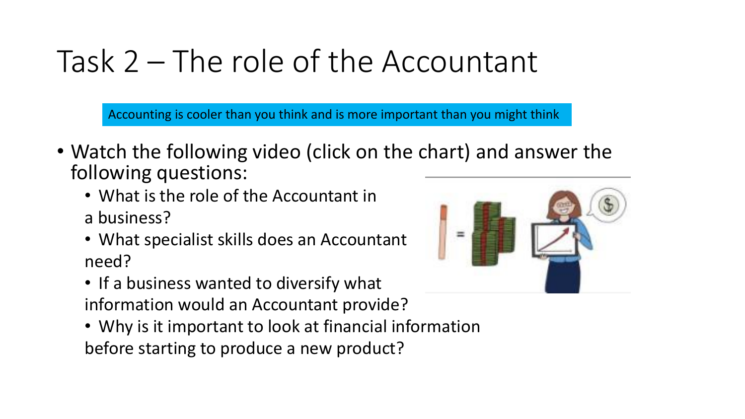# Task 2 – The role of the Accountant

Accounting is cooler than you think and is more important than you might think

- Watch the following video (click on the chart) and answer the following questions:
  - What is the role of the Accountant in a business?
  - What specialist skills does an Accountant need?
  - If a business wanted to diversify what information would an Accountant provide?
  - Why is it important to look at financial information before starting to produce a new product?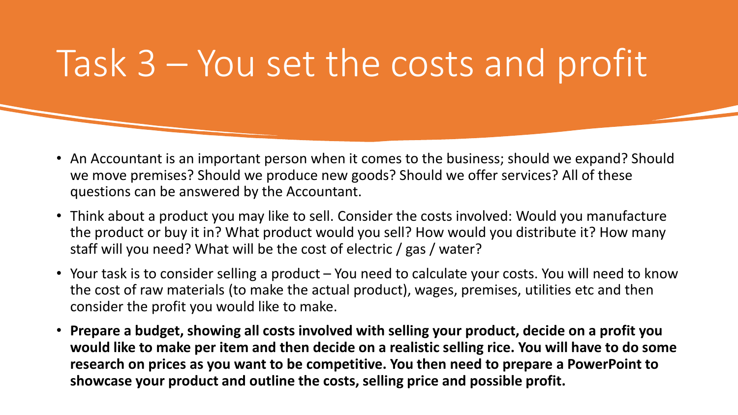# Task 3 – You set the costs and profit

- An Accountant is an important person when it comes to the business; should we expand? Should we move premises? Should we produce new goods? Should we offer services? All of these questions can be answered by the Accountant.
- Think about a product you may like to sell. Consider the costs involved: Would you manufacture the product or buy it in? What product would you sell? How would you distribute it? How many staff will you need? What will be the cost of electric / gas / water?
- Your task is to consider selling a product – You need to calculate your costs. You will need to know the cost of raw materials (to make the actual product), wages, premises, utilities etc and then consider the profit you would like to make.
- **Prepare a budget, showing all costs involved with selling your product, decide on a profit you would like to make per item and then decide on a realistic selling rice. You will have to do some research on prices as you want to be competitive. You then need to prepare a PowerPoint to showcase your product and outline the costs, selling price and possible profit.**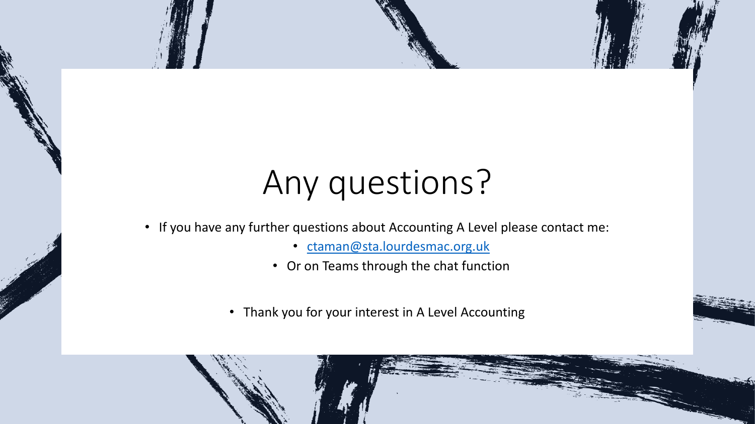# Any questions?

- If you have any further questions about Accounting A Level please contact me:
  - ctaman@sta.lourdesmac.org.uk
  - Or on Teams through the chat function

- Thank you for your interest in A Level Accounting